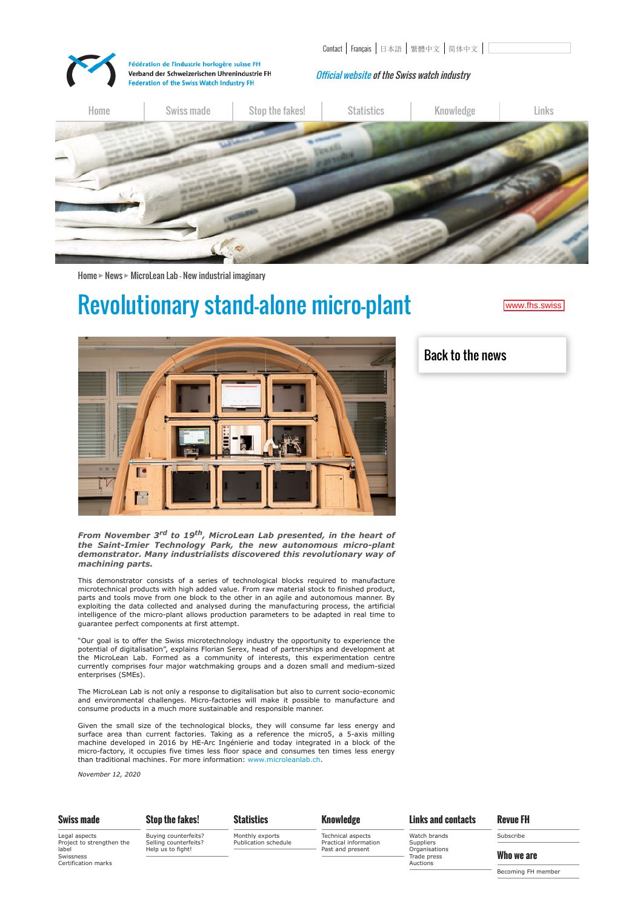Contact | Français | 日本語 | 繁體中文 | 简体中文

Fédération de l'industrie horlogère suisse FH
Verband der Schweizerischen Uhrenindustrie FH
Federation of the Swiss Watch Industry FH

*Official website of the Swiss watch industry*

Home | Swiss made | Stop the fakes! | Statistics | Knowledge | Links

Home ▸ News ▸ MicroLean Lab - New industrial imaginary

# Revolutionary stand-alone micro-plant

www.fhs.swiss

Back to the news

***From November 3rd to 19th, MicroLean Lab presented, in the heart of the Saint-Imier Technology Park, the new autonomous micro-plant demonstrator. Many industrialists discovered this revolutionary way of machining parts.***

This demonstrator consists of a series of technological blocks required to manufacture microtechnical products with high added value. From raw material stock to finished product, parts and tools move from one block to the other in an agile and autonomous manner. By exploiting the data collected and analysed during the manufacturing process, the artificial intelligence of the micro-plant allows production parameters to be adapted in real time to guarantee perfect components at first attempt.

"Our goal is to offer the Swiss microtechnology industry the opportunity to experience the potential of digitalisation", explains Florian Serex, head of partnerships and development at the MicroLean Lab. Formed as a community of interests, this experimentation centre currently comprises four major watchmaking groups and a dozen small and medium-sized enterprises (SMEs).

The MicroLean Lab is not only a response to digitalisation but also to current socio-economic and environmental challenges. Micro-factories will make it possible to manufacture and consume products in a much more sustainable and responsible manner.

Given the small size of the technological blocks, they will consume far less energy and surface area than current factories. Taking as a reference the micro5, a 5-axis milling machine developed in 2016 by HE-Arc Ingénierie and today integrated in a block of the micro-factory, it occupies five times less floor space and consumes ten times less energy than traditional machines. For more information: www.microleanlab.ch.

*November 12, 2020*

**Swiss made**
Legal aspects
Project to strengthen the label
Swissness
Certification marks

**Stop the fakes!**
Buying counterfeits?
Selling counterfeits?
Help us to fight!

**Statistics**
Monthly exports
Publication schedule

**Knowledge**
Technical aspects
Practical information
Past and present

**Links and contacts**
Watch brands
Suppliers
Organisations
Trade press
Auctions

**Revue FH**
Subscribe

**Who we are**
Becoming FH member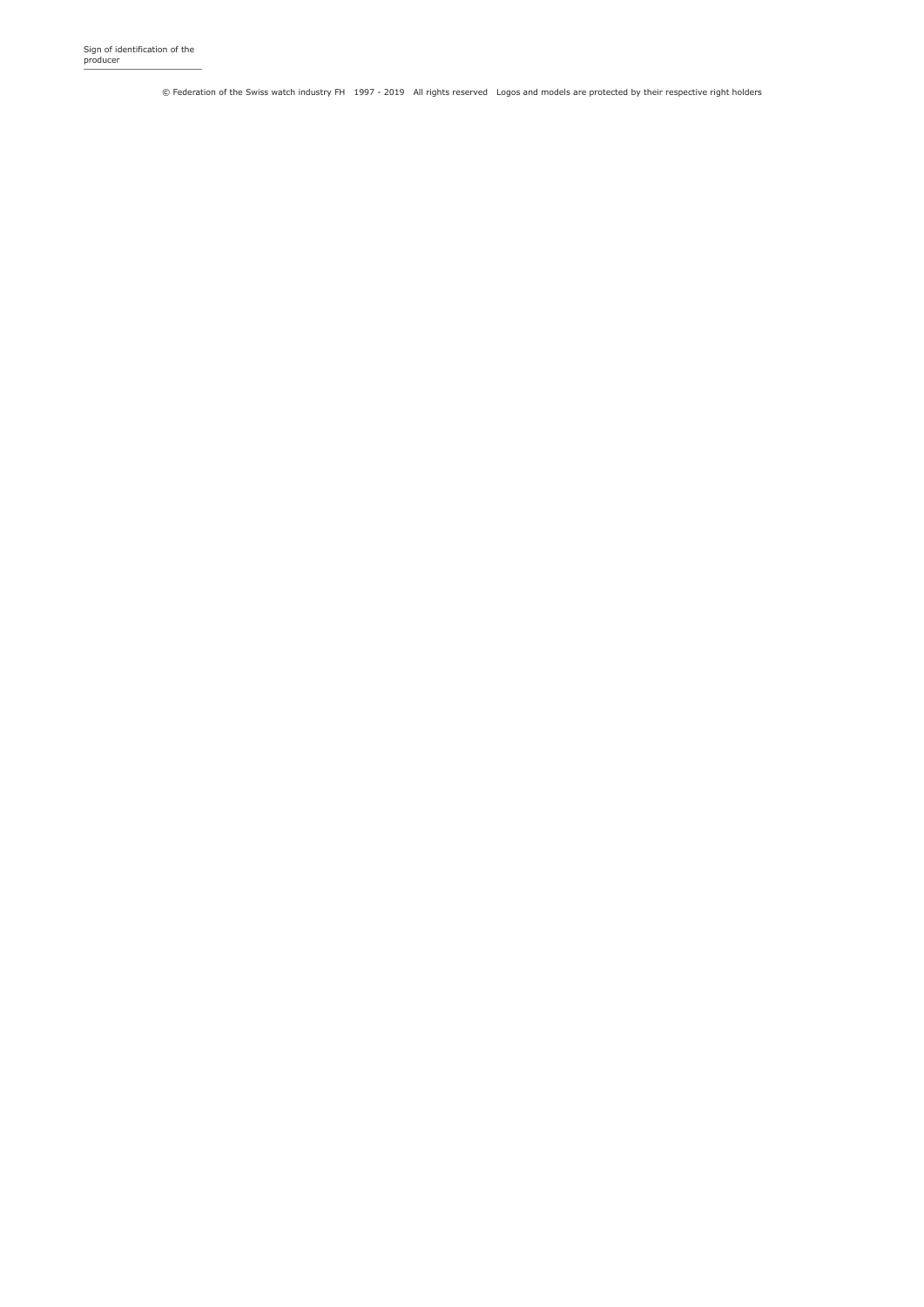Sign of identification of the producer

© Federation of the Swiss watch industry FH 1997 - 2019 All rights reserved Logos and models are protected by their respective right holders